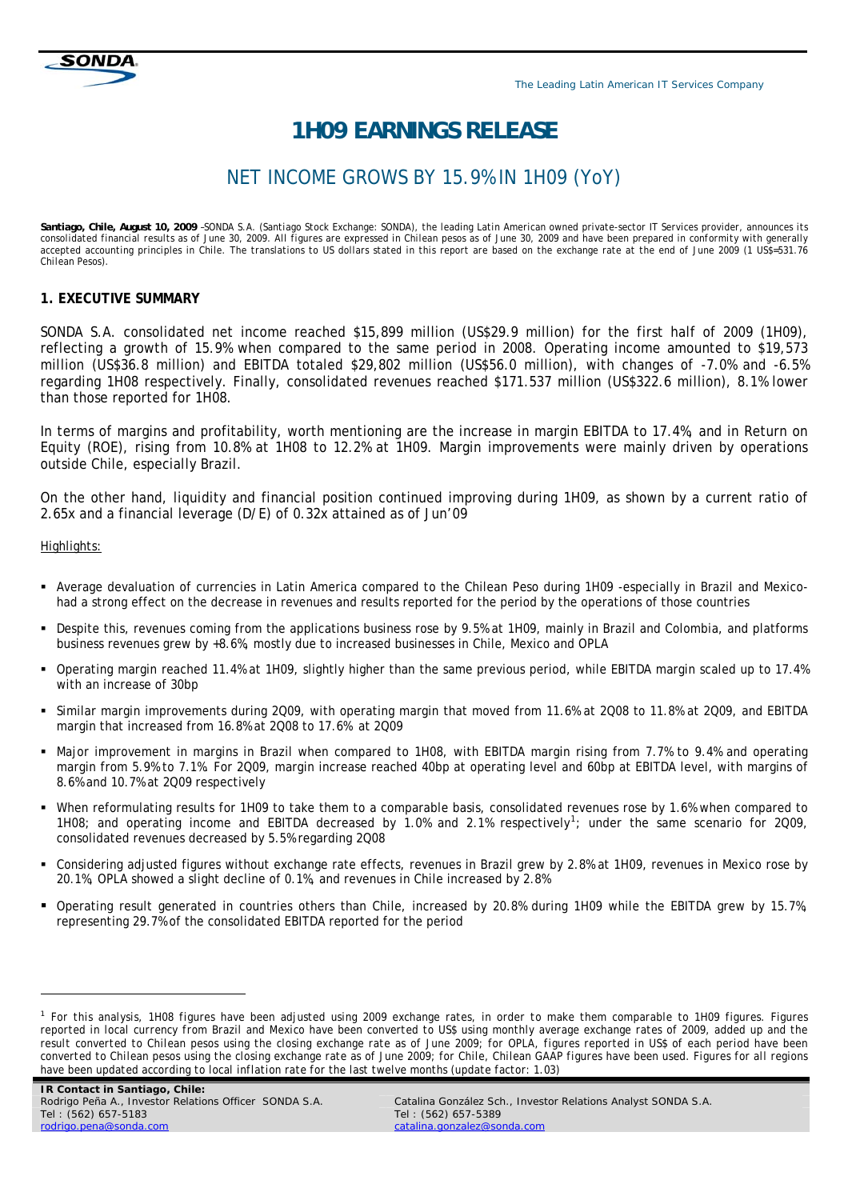The Leading Latin American IT Services Company

# 1H09 EARNINGS RELEASE

## NET INCOME GROWS BY 15.9% IN 1H09 (YoY)

**Santiago, Chile, August 10, 2009** –SONDA S.A. (Santiago Stock Exchange: SONDA), the leading Latin American owned private-sector IT Services provider, announces its consolidated financial results as of June 30, 2009. All figures are expressed in Chilean pesos as of June 30, 2009 and have been prepared in conformity with generally accepted accounting principles in Chile. The translations to US dollars stated in this report are based on the exchange rate at the end of June 2009 (1 US$=531.76 Chilean Pesos).

### 1. EXECUTIVE SUMMARY

SONDA S.A. consolidated net income reached $15,899 million (US$29.9 million) for the first half of 2009 (1H09), reflecting a growth of 15.9% when compared to the same period in 2008. Operating income amounted to $19,573 million (US$36.8 million) and EBITDA totaled $29,802 million (US$56.0 million), with changes of -7.0% and -6.5% regarding 1H08 respectively. Finally, consolidated revenues reached $171.537 million (US$322.6 million), 8.1% lower than those reported for 1H08.

In terms of margins and profitability, worth mentioning are the increase in margin EBITDA to 17.4%, and in Return on Equity (ROE), rising from 10.8% at 1H08 to 12.2% at 1H09. Margin improvements were mainly driven by operations outside Chile, especially Brazil.

On the other hand, liquidity and financial position continued improving during 1H09, as shown by a current ratio of 2.65x and a financial leverage (D/E) of 0.32x attained as of Jun'09

Highlights:

- Average devaluation of currencies in Latin America compared to the Chilean Peso during 1H09 -especially in Brazil and Mexico- had a strong effect on the decrease in revenues and results reported for the period by the operations of those countries
- Despite this, revenues coming from the applications business rose by 9.5% at 1H09, mainly in Brazil and Colombia, and platforms business revenues grew by +8.6%, mostly due to increased businesses in Chile, Mexico and OPLA
- Operating margin reached 11.4% at 1H09, slightly higher than the same previous period, while EBITDA margin scaled up to 17.4% with an increase of 30bp
- Similar margin improvements during 2Q09, with operating margin that moved from 11.6% at 2Q08 to 11.8% at 2Q09, and EBITDA margin that increased from 16.8% at 2Q08 to 17.6% at 2Q09
- Major improvement in margins in Brazil when compared to 1H08, with EBITDA margin rising from 7.7% to 9.4% and operating margin from 5.9% to 7.1%. For 2Q09, margin increase reached 40bp at operating level and 60bp at EBITDA level, with margins of 8.6% and 10.7% at 2Q09 respectively
- When reformulating results for 1H09 to take them to a comparable basis, consolidated revenues rose by 1.6% when compared to 1H08; and operating income and EBITDA decreased by 1.0% and 2.1% respectively[1]; under the same scenario for 2Q09, consolidated revenues decreased by 5.5% regarding 2Q08
- Considering adjusted figures without exchange rate effects, revenues in Brazil grew by 2.8% at 1H09, revenues in Mexico rose by 20.1%, OPLA showed a slight decline of 0.1%, and revenues in Chile increased by 2.8%
- Operating result generated in countries others than Chile, increased by 20.8% during 1H09 while the EBITDA grew by 15.7%, representing 29.7% of the consolidated EBITDA reported for the period

[1] For this analysis, 1H08 figures have been adjusted using 2009 exchange rates, in order to make them comparable to 1H09 figures. Figures reported in local currency from Brazil and Mexico have been converted to US$ using monthly average exchange rates of 2009, added up and the result converted to Chilean pesos using the closing exchange rate as of June 2009; for OPLA, figures reported in US$ of each period have been converted to Chilean pesos using the closing exchange rate as of June 2009; for Chile, Chilean GAAP figures have been used. Figures for all regions have been updated according to local inflation rate for the last twelve months (update factor: 1.03)

**IR Contact in Santiago, Chile:**
Rodrigo Peña A., Investor Relations Officer SONDA S.A.
Tel : (562) 657-5183
rodrigo.pena@sonda.com

Catalina González Sch., Investor Relations Analyst SONDA S.A.
Tel : (562) 657-5389
catalina.gonzalez@sonda.com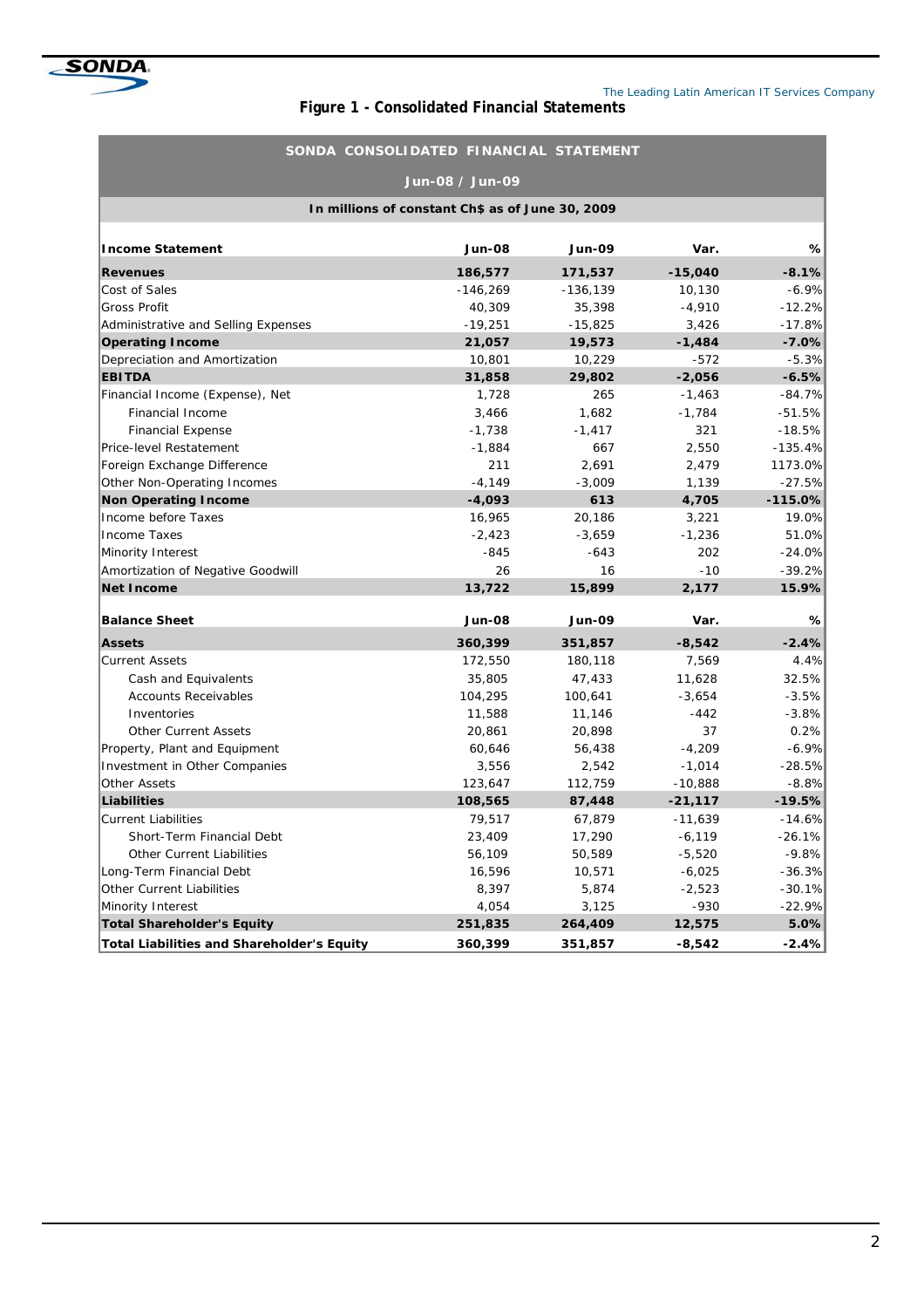## Figure 1 - Consolidated Financial Statements

**SONDA CONSOLIDATED FINANCIAL STATEMENT**

**Jun-08 / Jun-09**

**In millions of constant Ch$ as of June 30, 2009**

| Income Statement | Jun-08 | Jun-09 | Var. | % |
|---|---|---|---|---|
| **Revenues** | **186,577** | **171,537** | **-15,040** | **-8.1%** |
| Cost of Sales | -146,269 | -136,139 | 10,130 | -6.9% |
| Gross Profit | 40,309 | 35,398 | -4,910 | -12.2% |
| Administrative and Selling Expenses | -19,251 | -15,825 | 3,426 | -17.8% |
| **Operating Income** | **21,057** | **19,573** | **-1,484** | **-7.0%** |
| Depreciation and Amortization | 10,801 | 10,229 | -572 | -5.3% |
| **EBITDA** | **31,858** | **29,802** | **-2,056** | **-6.5%** |
| Financial Income (Expense), Net | 1,728 | 265 | -1,463 | -84.7% |
| Financial Income | 3,466 | 1,682 | -1,784 | -51.5% |
| Financial Expense | -1,738 | -1,417 | 321 | -18.5% |
| Price-level Restatement | -1,884 | 667 | 2,550 | -135.4% |
| Foreign Exchange Difference | 211 | 2,691 | 2,479 | 1173.0% |
| Other Non-Operating Incomes | -4,149 | -3,009 | 1,139 | -27.5% |
| **Non Operating Income** | **-4,093** | **613** | **4,705** | **-115.0%** |
| Income before Taxes | 16,965 | 20,186 | 3,221 | 19.0% |
| Income Taxes | -2,423 | -3,659 | -1,236 | 51.0% |
| Minority Interest | -845 | -643 | 202 | -24.0% |
| Amortization of Negative Goodwill | 26 | 16 | -10 | -39.2% |
| **Net Income** | **13,722** | **15,899** | **2,177** | **15.9%** |

| Balance Sheet | Jun-08 | Jun-09 | Var. | % |
|---|---|---|---|---|
| **Assets** | **360,399** | **351,857** | **-8,542** | **-2.4%** |
| Current Assets | 172,550 | 180,118 | 7,569 | 4.4% |
| Cash and Equivalents | 35,805 | 47,433 | 11,628 | 32.5% |
| Accounts Receivables | 104,295 | 100,641 | -3,654 | -3.5% |
| Inventories | 11,588 | 11,146 | -442 | -3.8% |
| Other Current Assets | 20,861 | 20,898 | 37 | 0.2% |
| Property, Plant and Equipment | 60,646 | 56,438 | -4,209 | -6.9% |
| Investment in Other Companies | 3,556 | 2,542 | -1,014 | -28.5% |
| Other Assets | 123,647 | 112,759 | -10,888 | -8.8% |
| **Liabilities** | **108,565** | **87,448** | **-21,117** | **-19.5%** |
| Current Liabilities | 79,517 | 67,879 | -11,639 | -14.6% |
| Short-Term Financial Debt | 23,409 | 17,290 | -6,119 | -26.1% |
| Other Current Liabilities | 56,109 | 50,589 | -5,520 | -9.8% |
| Long-Term Financial Debt | 16,596 | 10,571 | -6,025 | -36.3% |
| Other Current Liabilities | 8,397 | 5,874 | -2,523 | -30.1% |
| Minority Interest | 4,054 | 3,125 | -930 | -22.9% |
| **Total Shareholder's Equity** | **251,835** | **264,409** | **12,575** | **5.0%** |
| **Total Liabilities and Shareholder's Equity** | **360,399** | **351,857** | **-8,542** | **-2.4%** |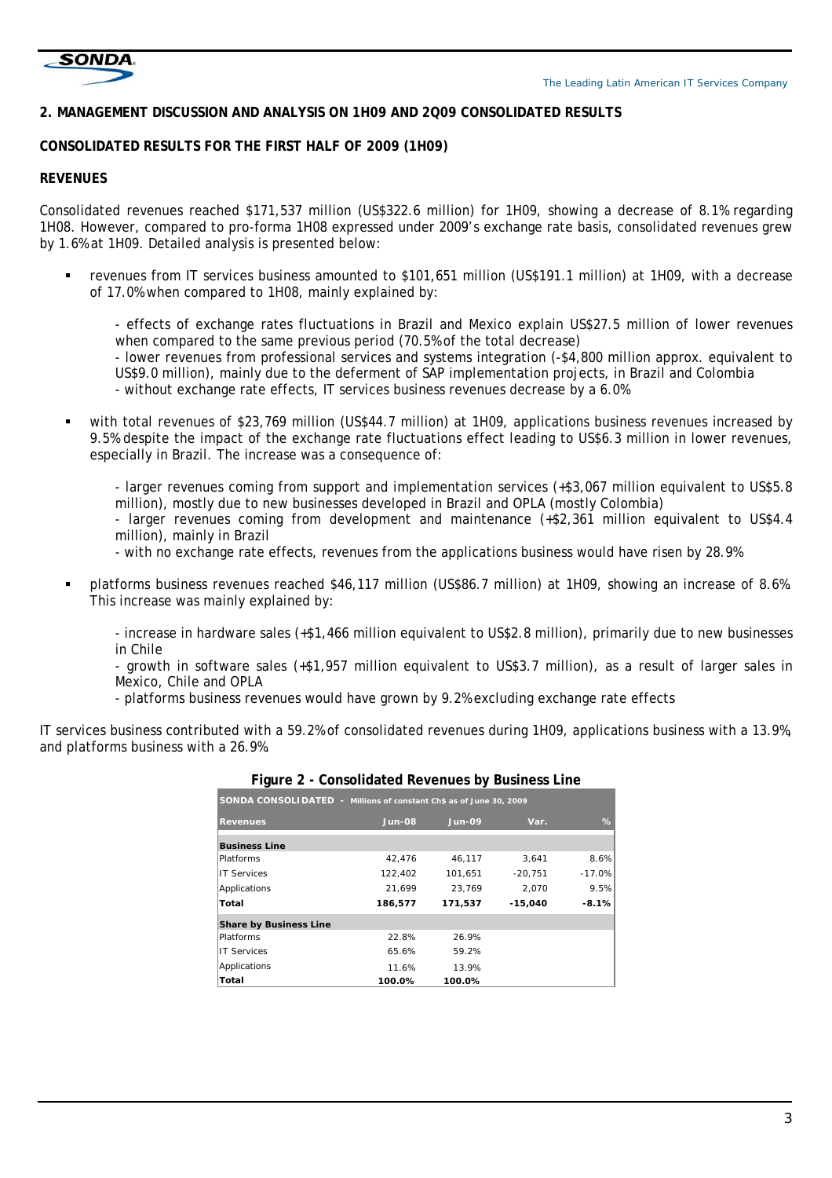## 2. MANAGEMENT DISCUSSION AND ANALYSIS ON 1H09 AND 2Q09 CONSOLIDATED RESULTS

### CONSOLIDATED RESULTS FOR THE FIRST HALF OF 2009 (1H09)

### REVENUES

Consolidated revenues reached $171,537 million (US$322.6 million) for 1H09, showing a decrease of 8.1% regarding 1H08. However, compared to pro-forma 1H08 expressed under 2009's exchange rate basis, consolidated revenues grew by 1.6% at 1H09. Detailed analysis is presented below:

- revenues from IT services business amounted to $101,651 million (US$191.1 million) at 1H09, with a decrease of 17.0% when compared to 1H08, mainly explained by:

  - effects of exchange rates fluctuations in Brazil and Mexico explain US$27.5 million of lower revenues when compared to the same previous period (70.5% of the total decrease)
  - lower revenues from professional services and systems integration (-$4,800 million approx. equivalent to US$9.0 million), mainly due to the deferment of SAP implementation projects, in Brazil and Colombia
  - without exchange rate effects, IT services business revenues decrease by a 6.0%

- with total revenues of $23,769 million (US$44.7 million) at 1H09, applications business revenues increased by 9.5% despite the impact of the exchange rate fluctuations effect leading to US$6.3 million in lower revenues, especially in Brazil. The increase was a consequence of:

  - larger revenues coming from support and implementation services (+$3,067 million equivalent to US$5.8 million), mostly due to new businesses developed in Brazil and OPLA (mostly Colombia)
  - larger revenues coming from development and maintenance (+$2,361 million equivalent to US$4.4 million), mainly in Brazil
  - with no exchange rate effects, revenues from the applications business would have risen by 28.9%

- platforms business revenues reached $46,117 million (US$86.7 million) at 1H09, showing an increase of 8.6%. This increase was mainly explained by:

  - increase in hardware sales (+$1,466 million equivalent to US$2.8 million), primarily due to new businesses in Chile
  - growth in software sales (+$1,957 million equivalent to US$3.7 million), as a result of larger sales in Mexico, Chile and OPLA
  - platforms business revenues would have grown by 9.2% excluding exchange rate effects

IT services business contributed with a 59.2% of consolidated revenues during 1H09, applications business with a 13.9%, and platforms business with a 26.9%.

**Figure 2 - Consolidated Revenues by Business Line**

| SONDA CONSOLIDATED - Millions of constant Ch$ as of June 30, 2009 | | | | |
|---|---|---|---|---|
| **Revenues** | **Jun-08** | **Jun-09** | **Var.** | **%** |
| **Business Line** | | | | |
| Platforms | 42,476 | 46,117 | 3,641 | 8.6% |
| IT Services | 122,402 | 101,651 | -20,751 | -17.0% |
| Applications | 21,699 | 23,769 | 2,070 | 9.5% |
| **Total** | **186,577** | **171,537** | **-15,040** | **-8.1%** |
| **Share by Business Line** | | | | |
| Platforms | 22.8% | 26.9% | | |
| IT Services | 65.6% | 59.2% | | |
| Applications | 11.6% | 13.9% | | |
| **Total** | **100.0%** | **100.0%** | | |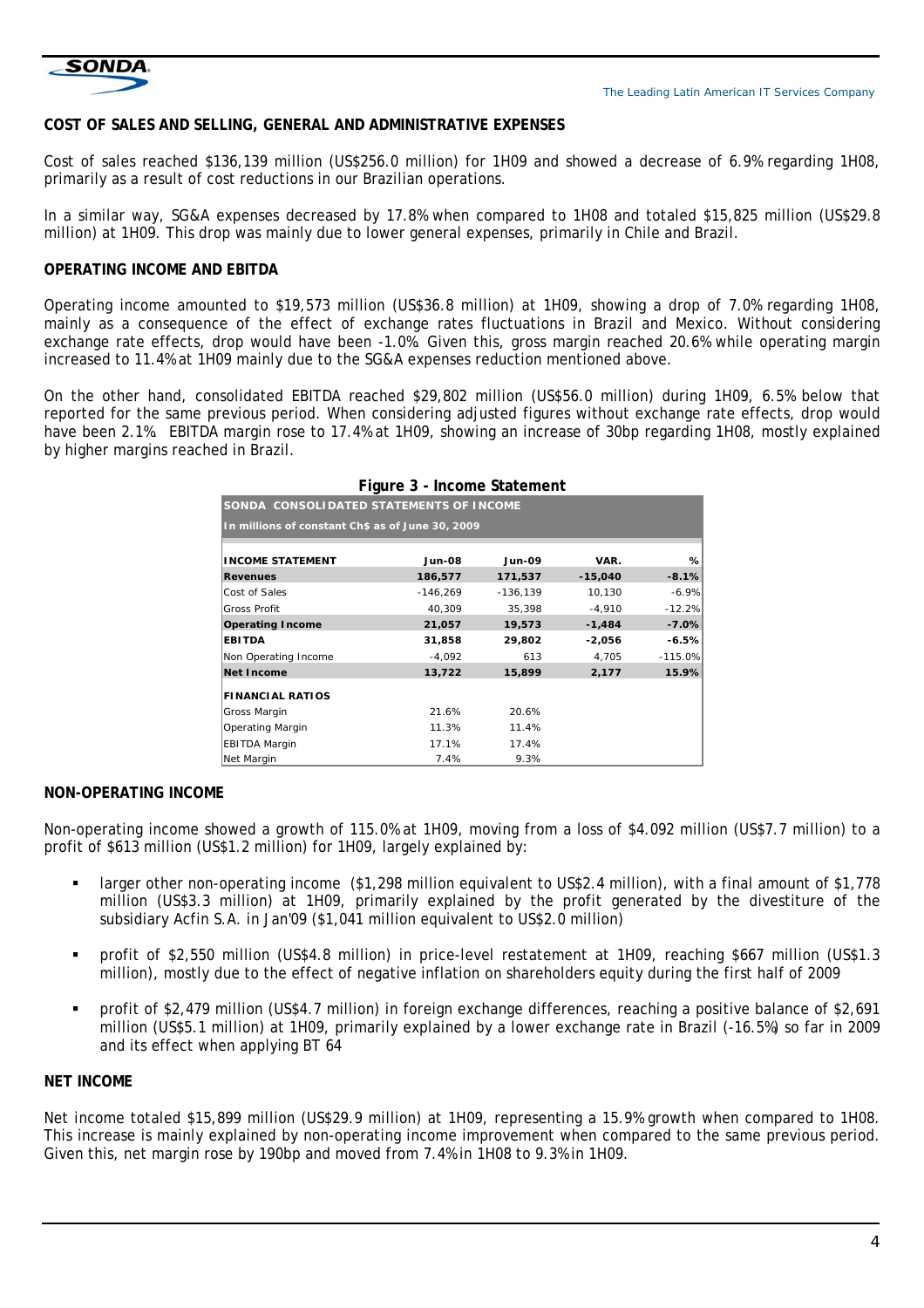## COST OF SALES AND SELLING, GENERAL AND ADMINISTRATIVE EXPENSES

Cost of sales reached $136,139 million (US$256.0 million) for 1H09 and showed a decrease of 6.9% regarding 1H08, primarily as a result of cost reductions in our Brazilian operations.

In a similar way, SG&A expenses decreased by 17.8% when compared to 1H08 and totaled $15,825 million (US$29.8 million) at 1H09. This drop was mainly due to lower general expenses, primarily in Chile and Brazil.

## OPERATING INCOME AND EBITDA

Operating income amounted to $19,573 million (US$36.8 million) at 1H09, showing a drop of 7.0% regarding 1H08, mainly as a consequence of the effect of exchange rates fluctuations in Brazil and Mexico. Without considering exchange rate effects, drop would have been -1.0%. Given this, gross margin reached 20.6% while operating margin increased to 11.4% at 1H09 mainly due to the SG&A expenses reduction mentioned above.

On the other hand, consolidated EBITDA reached $29,802 million (US$56.0 million) during 1H09, 6.5% below that reported for the same previous period. When considering adjusted figures without exchange rate effects, drop would have been 2.1%. EBITDA margin rose to 17.4% at 1H09, showing an increase of 30bp regarding 1H08, mostly explained by higher margins reached in Brazil.

**Figure 3 - Income Statement**

SONDA CONSOLIDATED STATEMENTS OF INCOME
In millions of constant Ch$ as of June 30, 2009

| INCOME STATEMENT | Jun-08 | Jun-09 | VAR. | % |
|---|---|---|---|---|
| **Revenues** | **186,577** | **171,537** | **-15,040** | **-8.1%** |
| Cost of Sales | -146,269 | -136,139 | 10,130 | -6.9% |
| Gross Profit | 40,309 | 35,398 | -4,910 | -12.2% |
| **Operating Income** | **21,057** | **19,573** | **-1,484** | **-7.0%** |
| **EBITDA** | **31,858** | **29,802** | **-2,056** | **-6.5%** |
| Non Operating Income | -4,092 | 613 | 4,705 | -115.0% |
| **Net Income** | **13,722** | **15,899** | **2,177** | **15.9%** |
| **FINANCIAL RATIOS** | | | | |
| Gross Margin | 21.6% | 20.6% | | |
| Operating Margin | 11.3% | 11.4% | | |
| EBITDA Margin | 17.1% | 17.4% | | |
| Net Margin | 7.4% | 9.3% | | |

## NON-OPERATING INCOME

Non-operating income showed a growth of 115.0% at 1H09, moving from a loss of $4.092 million (US$7.7 million) to a profit of $613 million (US$1.2 million) for 1H09, largely explained by:

- larger other non-operating income ($1,298 million equivalent to US$2.4 million), with a final amount of $1,778 million (US$3.3 million) at 1H09, primarily explained by the profit generated by the divestiture of the subsidiary Acfin S.A. in Jan'09 ($1,041 million equivalent to US$2.0 million)
- profit of $2,550 million (US$4.8 million) in price-level restatement at 1H09, reaching $667 million (US$1.3 million), mostly due to the effect of negative inflation on shareholders equity during the first half of 2009
- profit of $2,479 million (US$4.7 million) in foreign exchange differences, reaching a positive balance of $2,691 million (US$5.1 million) at 1H09, primarily explained by a lower exchange rate in Brazil (-16.5%) so far in 2009 and its effect when applying BT 64

## NET INCOME

Net income totaled $15,899 million (US$29.9 million) at 1H09, representing a 15.9% growth when compared to 1H08. This increase is mainly explained by non-operating income improvement when compared to the same previous period. Given this, net margin rose by 190bp and moved from 7.4% in 1H08 to 9.3% in 1H09.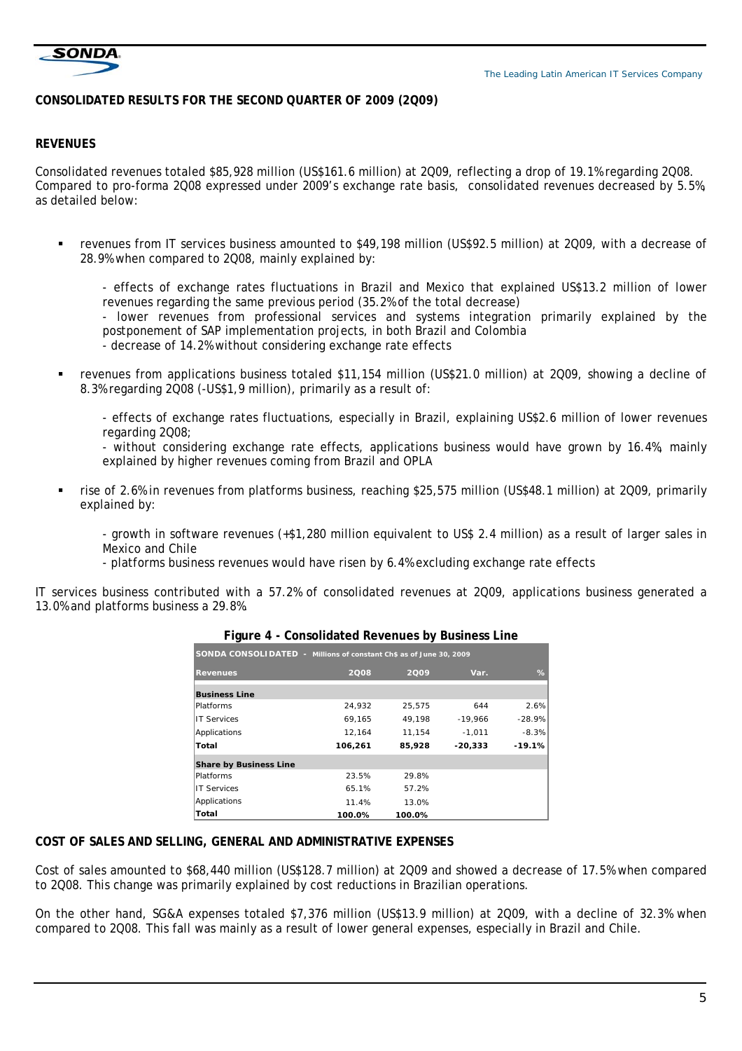## CONSOLIDATED RESULTS FOR THE SECOND QUARTER OF 2009 (2Q09)

### REVENUES

Consolidated revenues totaled $85,928 million (US$161.6 million) at 2Q09, reflecting a drop of 19.1% regarding 2Q08. Compared to pro-forma 2Q08 expressed under 2009's exchange rate basis, consolidated revenues decreased by 5.5%, as detailed below:

- revenues from IT services business amounted to $49,198 million (US$92.5 million) at 2Q09, with a decrease of 28.9% when compared to 2Q08, mainly explained by:

  - effects of exchange rates fluctuations in Brazil and Mexico that explained US$13.2 million of lower revenues regarding the same previous period (35.2% of the total decrease)
  - lower revenues from professional services and systems integration primarily explained by the postponement of SAP implementation projects, in both Brazil and Colombia
  - decrease of 14.2% without considering exchange rate effects

- revenues from applications business totaled $11,154 million (US$21.0 million) at 2Q09, showing a decline of 8.3% regarding 2Q08 (-US$1,9 million), primarily as a result of:

  - effects of exchange rates fluctuations, especially in Brazil, explaining US$2.6 million of lower revenues regarding 2Q08;
  - without considering exchange rate effects, applications business would have grown by 16.4%, mainly explained by higher revenues coming from Brazil and OPLA

- rise of 2.6% in revenues from platforms business, reaching $25,575 million (US$48.1 million) at 2Q09, primarily explained by:

  - growth in software revenues (+$1,280 million equivalent to US$ 2.4 million) as a result of larger sales in Mexico and Chile
  - platforms business revenues would have risen by 6.4% excluding exchange rate effects

IT services business contributed with a 57.2% of consolidated revenues at 2Q09, applications business generated a 13.0% and platforms business a 29.8%.

**Figure 4 - Consolidated Revenues by Business Line**

| SONDA CONSOLIDATED - Millions of constant Ch$ as of June 30, 2009 | | | | |
|---|---|---|---|---|
| **Revenues** | **2Q08** | **2Q09** | **Var.** | **%** |
| **Business Line** | | | | |
| Platforms | 24,932 | 25,575 | 644 | 2.6% |
| IT Services | 69,165 | 49,198 | -19,966 | -28.9% |
| Applications | 12,164 | 11,154 | -1,011 | -8.3% |
| **Total** | **106,261** | **85,928** | **-20,333** | **-19.1%** |
| **Share by Business Line** | | | | |
| Platforms | 23.5% | 29.8% | | |
| IT Services | 65.1% | 57.2% | | |
| Applications | 11.4% | 13.0% | | |
| **Total** | **100.0%** | **100.0%** | | |

### COST OF SALES AND SELLING, GENERAL AND ADMINISTRATIVE EXPENSES

Cost of sales amounted to $68,440 million (US$128.7 million) at 2Q09 and showed a decrease of 17.5% when compared to 2Q08. This change was primarily explained by cost reductions in Brazilian operations.

On the other hand, SG&A expenses totaled $7,376 million (US$13.9 million) at 2Q09, with a decline of 32.3% when compared to 2Q08. This fall was mainly as a result of lower general expenses, especially in Brazil and Chile.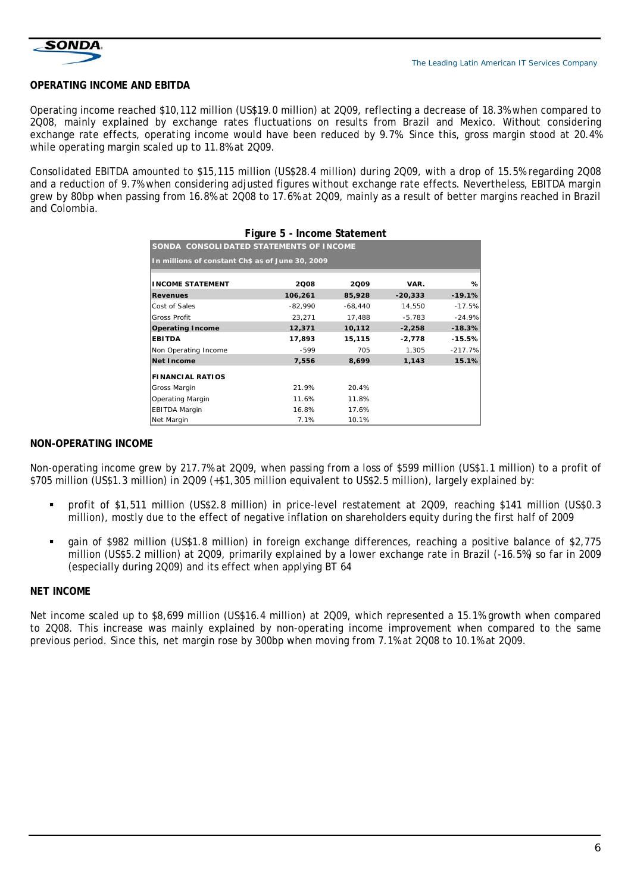## OPERATING INCOME AND EBITDA

Operating income reached $10,112 million (US$19.0 million) at 2Q09, reflecting a decrease of 18.3% when compared to 2Q08, mainly explained by exchange rates fluctuations on results from Brazil and Mexico. Without considering exchange rate effects, operating income would have been reduced by 9.7%. Since this, gross margin stood at 20.4% while operating margin scaled up to 11.8% at 2Q09.

Consolidated EBITDA amounted to $15,115 million (US$28.4 million) during 2Q09, with a drop of 15.5% regarding 2Q08 and a reduction of 9.7% when considering adjusted figures without exchange rate effects. Nevertheless, EBITDA margin grew by 80bp when passing from 16.8% at 2Q08 to 17.6% at 2Q09, mainly as a result of better margins reached in Brazil and Colombia.

**Figure 5 - Income Statement**

SONDA CONSOLIDATED STATEMENTS OF INCOME
In millions of constant Ch$ as of June 30, 2009

| INCOME STATEMENT | 2Q08 | 2Q09 | VAR. | % |
|---|---|---|---|---|
| **Revenues** | **106,261** | **85,928** | **-20,333** | **-19.1%** |
| Cost of Sales | -82,990 | -68,440 | 14,550 | -17.5% |
| Gross Profit | 23,271 | 17,488 | -5,783 | -24.9% |
| **Operating Income** | **12,371** | **10,112** | **-2,258** | **-18.3%** |
| **EBITDA** | **17,893** | **15,115** | **-2,778** | **-15.5%** |
| Non Operating Income | -599 | 705 | 1,305 | -217.7% |
| **Net Income** | **7,556** | **8,699** | **1,143** | **15.1%** |
| **FINANCIAL RATIOS** | | | | |
| Gross Margin | 21.9% | 20.4% | | |
| Operating Margin | 11.6% | 11.8% | | |
| EBITDA Margin | 16.8% | 17.6% | | |
| Net Margin | 7.1% | 10.1% | | |

## NON-OPERATING INCOME

Non-operating income grew by 217.7% at 2Q09, when passing from a loss of $599 million (US$1.1 million) to a profit of $705 million (US$1.3 million) in 2Q09 (+$1,305 million equivalent to US$2.5 million), largely explained by:

- profit of $1,511 million (US$2.8 million) in price-level restatement at 2Q09, reaching $141 million (US$0.3 million), mostly due to the effect of negative inflation on shareholders equity during the first half of 2009
- gain of $982 million (US$1.8 million) in foreign exchange differences, reaching a positive balance of $2,775 million (US$5.2 million) at 2Q09, primarily explained by a lower exchange rate in Brazil (-16.5%) so far in 2009 (especially during 2Q09) and its effect when applying BT 64

## NET INCOME

Net income scaled up to $8,699 million (US$16.4 million) at 2Q09, which represented a 15.1% growth when compared to 2Q08. This increase was mainly explained by non-operating income improvement when compared to the same previous period. Since this, net margin rose by 300bp when moving from 7.1% at 2Q08 to 10.1% at 2Q09.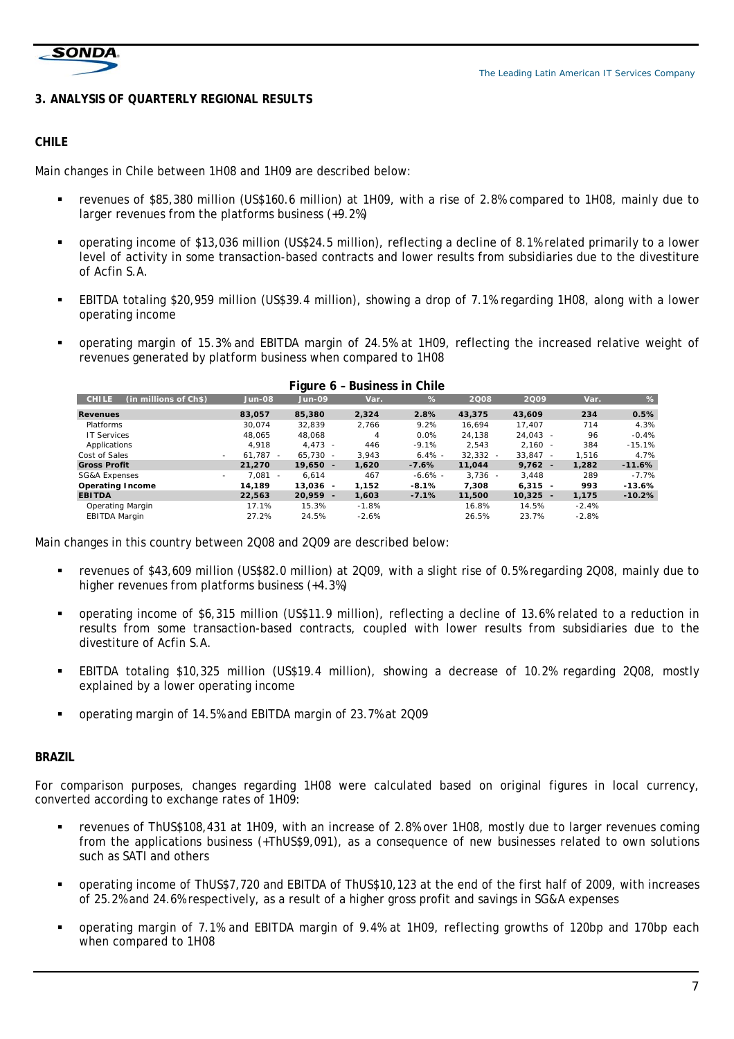## 3. ANALYSIS OF QUARTERLY REGIONAL RESULTS

### CHILE

Main changes in Chile between 1H08 and 1H09 are described below:

- revenues of $85,380 million (US$160.6 million) at 1H09, with a rise of 2.8% compared to 1H08, mainly due to larger revenues from the platforms business (+9.2%)
- operating income of $13,036 million (US$24.5 million), reflecting a decline of 8.1% related primarily to a lower level of activity in some transaction-based contracts and lower results from subsidiaries due to the divestiture of Acfin S.A.
- EBITDA totaling $20,959 million (US$39.4 million), showing a drop of 7.1% regarding 1H08, along with a lower operating income
- operating margin of 15.3% and EBITDA margin of 24.5% at 1H09, reflecting the increased relative weight of revenues generated by platform business when compared to 1H08

**Figure 6 – Business in Chile**

| CHILE (in millions of Ch$) | Jun-08 | Jun-09 | Var. | % | 2Q08 | 2Q09 | Var. | % |
|---|---|---|---|---|---|---|---|---|
| **Revenues** | **83,057** | **85,380** | **2,324** | **2.8%** | **43,375** | **43,609** | **234** | **0.5%** |
| Platforms | 30,074 | 32,839 | 2,766 | 9.2% | 16,694 | 17,407 | 714 | 4.3% |
| IT Services | 48,065 | 48,068 | 4 | 0.0% | 24,138 | 24,043 | - 96 | -0.4% |
| Applications | 4,918 | 4,473 | - 446 | -9.1% | 2,543 | 2,160 | - 384 | -15.1% |
| Cost of Sales | - 61,787 | - 65,730 | - 3,943 | 6.4% | - 32,332 | - 33,847 | - 1,516 | 4.7% |
| **Gross Profit** | **21,270** | **19,650** | **- 1,620** | **-7.6%** | **11,044** | **9,762** | **- 1,282** | **-11.6%** |
| SG&A Expenses | - 7,081 | - 6,614 | 467 | -6.6% | - 3,736 | - 3,448 | 289 | -7.7% |
| **Operating Income** | **14,189** | **13,036** | **- 1,152** | **-8.1%** | **7,308** | **6,315** | **- 993** | **-13.6%** |
| **EBITDA** | **22,563** | **20,959** | **- 1,603** | **-7.1%** | **11,500** | **10,325** | **- 1,175** | **-10.2%** |
| Operating Margin | 17.1% | 15.3% | -1.8% | | 16.8% | 14.5% | -2.4% | |
| EBITDA Margin | 27.2% | 24.5% | -2.6% | | 26.5% | 23.7% | -2.8% | |

Main changes in this country between 2Q08 and 2Q09 are described below:

- revenues of $43,609 million (US$82.0 million) at 2Q09, with a slight rise of 0.5% regarding 2Q08, mainly due to higher revenues from platforms business (+4.3%)
- operating income of $6,315 million (US$11.9 million), reflecting a decline of 13.6% related to a reduction in results from some transaction-based contracts, coupled with lower results from subsidiaries due to the divestiture of Acfin S.A.
- EBITDA totaling $10,325 million (US$19.4 million), showing a decrease of 10.2% regarding 2Q08, mostly explained by a lower operating income
- operating margin of 14.5% and EBITDA margin of 23.7% at 2Q09

### BRAZIL

For comparison purposes, changes regarding 1H08 were calculated based on original figures in local currency, converted according to exchange rates of 1H09:

- revenues of ThUS$108,431 at 1H09, with an increase of 2.8% over 1H08, mostly due to larger revenues coming from the applications business (+ThUS$9,091), as a consequence of new businesses related to own solutions such as SATI and others
- operating income of ThUS$7,720 and EBITDA of ThUS$10,123 at the end of the first half of 2009, with increases of 25.2% and 24.6% respectively, as a result of a higher gross profit and savings in SG&A expenses
- operating margin of 7.1% and EBITDA margin of 9.4% at 1H09, reflecting growths of 120bp and 170bp each when compared to 1H08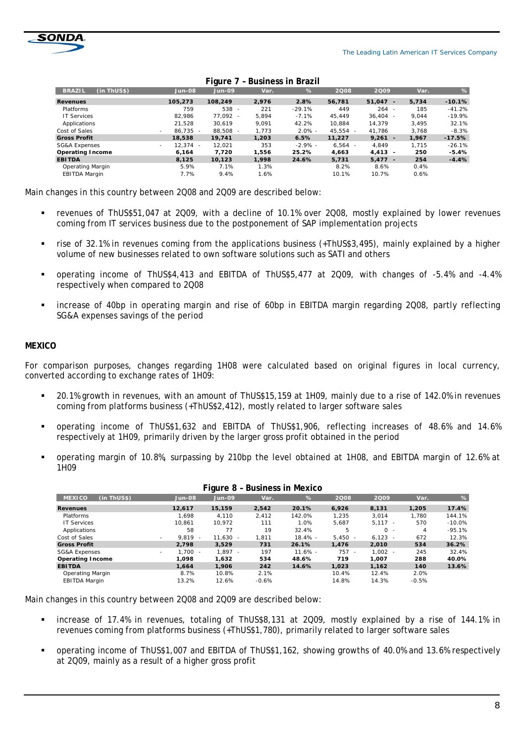**Figure 7 – Business in Brazil**

| BRAZIL (in ThUS$) | Jun-08 | Jun-09 | Var. | % | 2Q08 | 2Q09 | Var. | % |
|---|---|---|---|---|---|---|---|---|
| **Revenues** | **105,273** | **108,249** | **2,976** | **2.8%** | **56,781** | **51,047** | **-5,734** | **-10.1%** |
| Platforms | 759 | 538 | -221 | -29.1% | 449 | 264 | -185 | -41.2% |
| IT Services | 82,986 | 77,092 | -5,894 | -7.1% | 45,449 | 36,404 | -9,044 | -19.9% |
| Applications | 21,528 | 30,619 | 9,091 | 42.2% | 10,884 | 14,379 | 3,495 | 32.1% |
| Cost of Sales | -86,735 | -88,508 | -1,773 | 2.0% | -45,554 | -41,786 | 3,768 | -8.3% |
| **Gross Profit** | **18,538** | **19,741** | **1,203** | **6.5%** | **11,227** | **9,261** | **-1,967** | **-17.5%** |
| SG&A Expenses | -12,374 | -12,021 | 353 | -2.9% | -6,564 | -4,849 | 1,715 | -26.1% |
| **Operating Income** | **6,164** | **7,720** | **1,556** | **25.2%** | **4,663** | **4,413** | **-250** | **-5.4%** |
| **EBITDA** | **8,125** | **10,123** | **1,998** | **24.6%** | **5,731** | **5,477** | **-254** | **-4.4%** |
| Operating Margin | 5.9% | 7.1% | 1.3% | | 8.2% | 8.6% | 0.4% | |
| EBITDA Margin | 7.7% | 9.4% | 1.6% | | 10.1% | 10.7% | 0.6% | |

Main changes in this country between 2Q08 and 2Q09 are described below:

- revenues of ThUS$51,047 at 2Q09, with a decline of 10.1% over 2Q08, mostly explained by lower revenues coming from IT services business due to the postponement of SAP implementation projects
- rise of 32.1% in revenues coming from the applications business (+ThUS$3,495), mainly explained by a higher volume of new businesses related to own software solutions such as SATI and others
- operating income of ThUS$4,413 and EBITDA of ThUS$5,477 at 2Q09, with changes of -5.4% and -4.4% respectively when compared to 2Q08
- increase of 40bp in operating margin and rise of 60bp in EBITDA margin regarding 2Q08, partly reflecting SG&A expenses savings of the period

**MEXICO**

For comparison purposes, changes regarding 1H08 were calculated based on original figures in local currency, converted according to exchange rates of 1H09:

- 20.1% growth in revenues, with an amount of ThUS$15,159 at 1H09, mainly due to a rise of 142.0% in revenues coming from platforms business (+ThUS$2,412), mostly related to larger software sales
- operating income of ThUS$1,632 and EBITDA of ThUS$1,906, reflecting increases of 48.6% and 14.6% respectively at 1H09, primarily driven by the larger gross profit obtained in the period
- operating margin of 10.8%, surpassing by 210bp the level obtained at 1H08, and EBITDA margin of 12.6% at 1H09

**Figure 8 – Business in Mexico**

| MEXICO (in ThUS$) | Jun-08 | Jun-09 | Var. | % | 2Q08 | 2Q09 | Var. | % |
|---|---|---|---|---|---|---|---|---|
| **Revenues** | **12,617** | **15,159** | **2,542** | **20.1%** | **6,926** | **8,131** | **1,205** | **17.4%** |
| Platforms | 1,698 | 4,110 | 2,412 | 142.0% | 1,235 | 3,014 | 1,780 | 144.1% |
| IT Services | 10,861 | 10,972 | 111 | 1.0% | 5,687 | 5,117 | -570 | -10.0% |
| Applications | 58 | 77 | 19 | 32.4% | 5 | 0 | -4 | -95.1% |
| Cost of Sales | -9,819 | -11,630 | -1,811 | 18.4% | -5,450 | -6,123 | -672 | 12.3% |
| **Gross Profit** | **2,798** | **3,529** | **731** | **26.1%** | **1,476** | **2,010** | **534** | **36.2%** |
| SG&A Expenses | -1,700 | -1,897 | -197 | 11.6% | -757 | -1,002 | -245 | 32.4% |
| **Operating Income** | **1,098** | **1,632** | **534** | **48.6%** | **719** | **1,007** | **288** | **40.0%** |
| **EBITDA** | **1,664** | **1,906** | **242** | **14.6%** | **1,023** | **1,162** | **140** | **13.6%** |
| Operating Margin | 8.7% | 10.8% | 2.1% | | 10.4% | 12.4% | 2.0% | |
| EBITDA Margin | 13.2% | 12.6% | -0.6% | | 14.8% | 14.3% | -0.5% | |

Main changes in this country between 2Q08 and 2Q09 are described below:

- increase of 17.4% in revenues, totaling of ThUS$8,131 at 2Q09, mostly explained by a rise of 144.1% in revenues coming from platforms business (+ThUS$1,780), primarily related to larger software sales
- operating income of ThUS$1,007 and EBITDA of ThUS$1,162, showing growths of 40.0% and 13.6% respectively at 2Q09, mainly as a result of a higher gross profit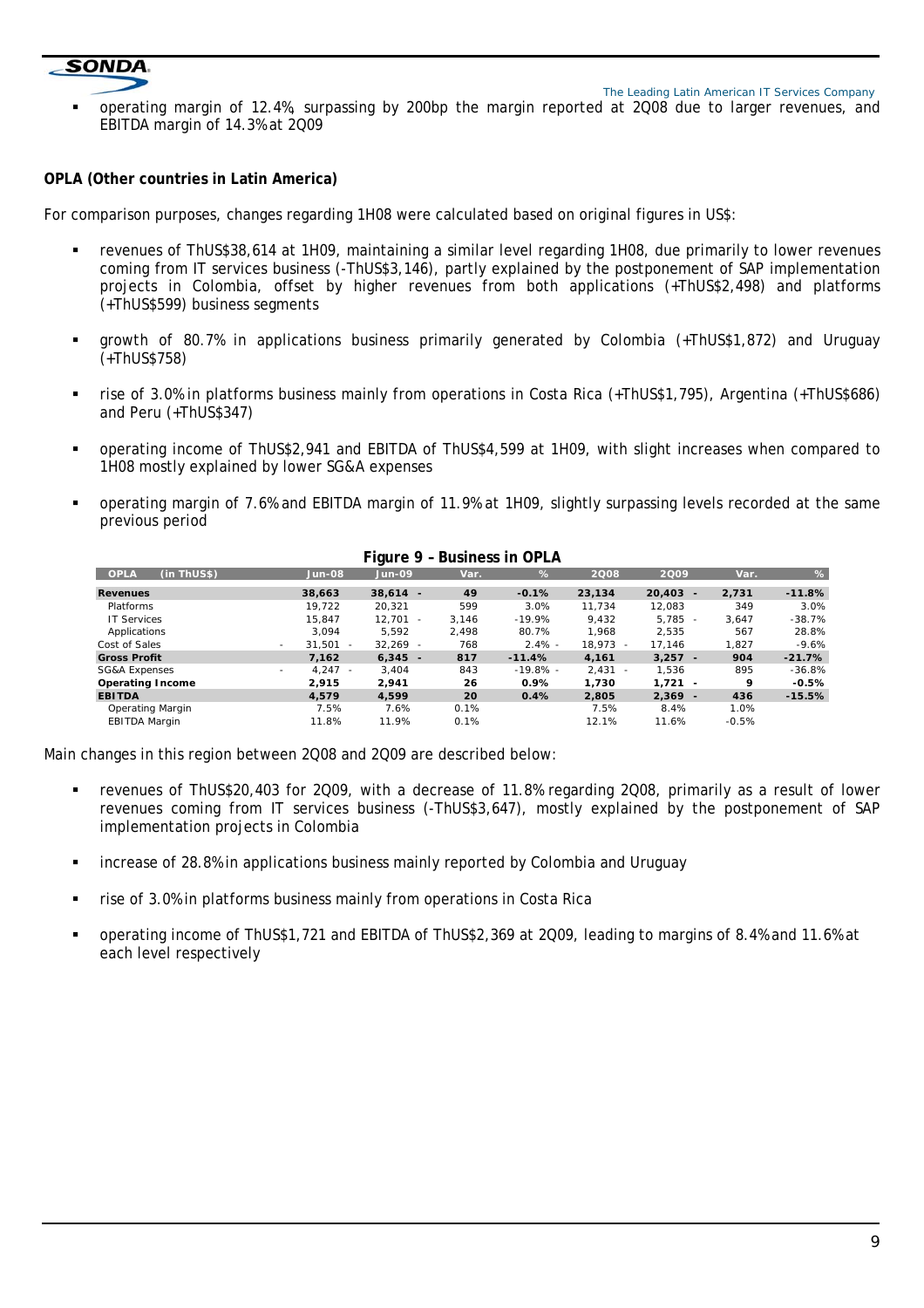- operating margin of 12.4%, surpassing by 200bp the margin reported at 2Q08 due to larger revenues, and EBITDA margin of 14.3% at 2Q09

**OPLA (Other countries in Latin America)**

For comparison purposes, changes regarding 1H08 were calculated based on original figures in US$:

- revenues of ThUS$38,614 at 1H09, maintaining a similar level regarding 1H08, due primarily to lower revenues coming from IT services business (-ThUS$3,146), partly explained by the postponement of SAP implementation projects in Colombia, offset by higher revenues from both applications (+ThUS$2,498) and platforms (+ThUS$599) business segments

- growth of 80.7% in applications business primarily generated by Colombia (+ThUS$1,872) and Uruguay (+ThUS$758)

- rise of 3.0% in platforms business mainly from operations in Costa Rica (+ThUS$1,795), Argentina (+ThUS$686) and Peru (+ThUS$347)

- operating income of ThUS$2,941 and EBITDA of ThUS$4,599 at 1H09, with slight increases when compared to 1H08 mostly explained by lower SG&A expenses

- operating margin of 7.6% and EBITDA margin of 11.9% at 1H09, slightly surpassing levels recorded at the same previous period

**Figure 9 – Business in OPLA**

| OPLA (in ThUS$) | Jun-08 | Jun-09 | Var. | % | 2Q08 | 2Q09 | Var. | % |
|---|---|---|---|---|---|---|---|---|
| **Revenues** | **38,663** | **38,614 -** | **49** | **-0.1%** | **23,134** | **20,403 -** | **2,731** | **-11.8%** |
| Platforms | 19,722 | 20,321 | 599 | 3.0% | 11,734 | 12,083 | 349 | 3.0% |
| IT Services | 15,847 | 12,701 - | 3,146 | -19.9% | 9,432 | 5,785 - | 3,647 | -38.7% |
| Applications | 3,094 | 5,592 | 2,498 | 80.7% | 1,968 | 2,535 | 567 | 28.8% |
| Cost of Sales | - 31,501 - | 32,269 - | 768 | 2.4% - | 18,973 - | 17,146 | 1,827 | -9.6% |
| **Gross Profit** | **7,162** | **6,345 -** | **817** | **-11.4%** | **4,161** | **3,257 -** | **904** | **-21.7%** |
| SG&A Expenses | - 4,247 - | 3,404 | 843 | -19.8% - | 2,431 - | 1,536 | 895 | -36.8% |
| **Operating Income** | **2,915** | **2,941** | **26** | **0.9%** | **1,730** | **1,721 -** | **9** | **-0.5%** |
| **EBITDA** | **4,579** | **4,599** | **20** | **0.4%** | **2,805** | **2,369 -** | **436** | **-15.5%** |
| Operating Margin | 7.5% | 7.6% | 0.1% | | 7.5% | 8.4% | 1.0% | |
| EBITDA Margin | 11.8% | 11.9% | 0.1% | | 12.1% | 11.6% | -0.5% | |

Main changes in this region between 2Q08 and 2Q09 are described below:

- revenues of ThUS$20,403 for 2Q09, with a decrease of 11.8% regarding 2Q08, primarily as a result of lower revenues coming from IT services business (-ThUS$3,647), mostly explained by the postponement of SAP implementation projects in Colombia

- increase of 28.8% in applications business mainly reported by Colombia and Uruguay

- rise of 3.0% in platforms business mainly from operations in Costa Rica

- operating income of ThUS$1,721 and EBITDA of ThUS$2,369 at 2Q09, leading to margins of 8.4% and 11.6% at each level respectively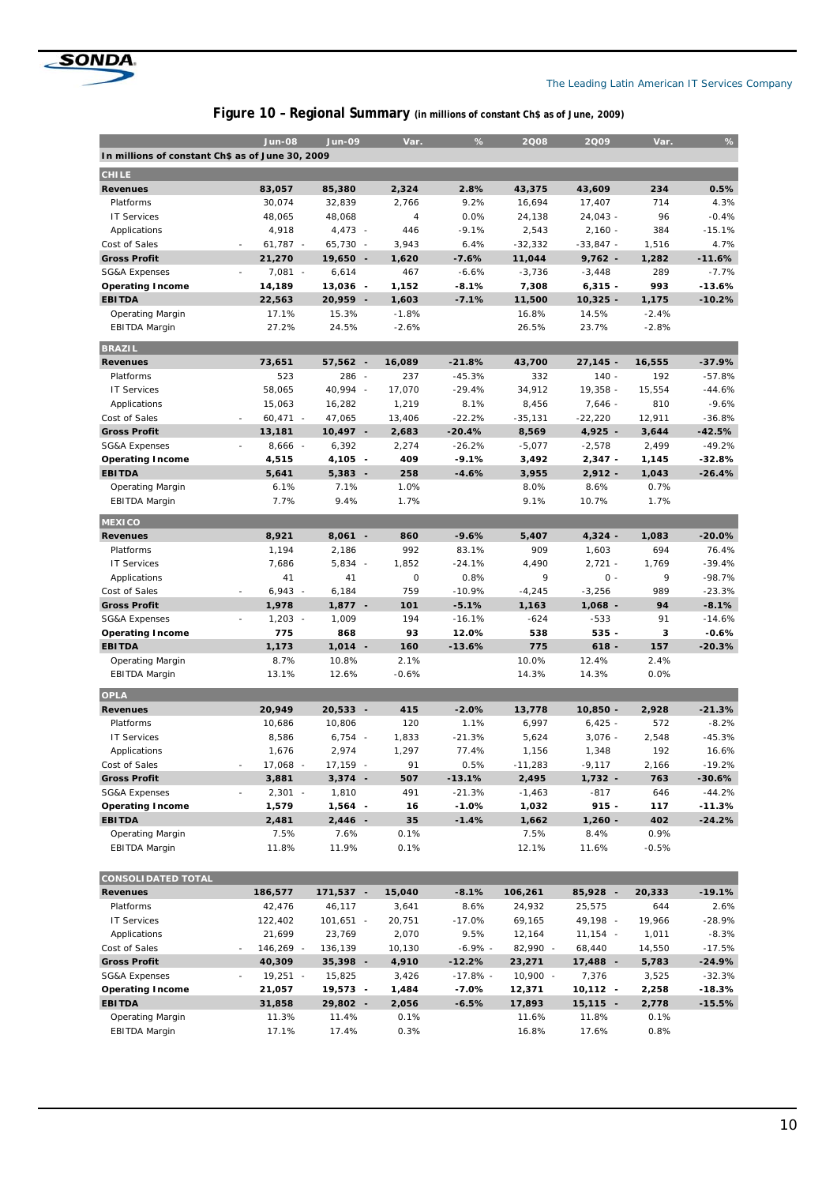## Figure 10 – Regional Summary (in millions of constant Ch$ as of June, 2009)

| | Jun-08 | Jun-09 | Var. | % | 2Q08 | 2Q09 | Var. | % |
|---|---|---|---|---|---|---|---|---|
| **In millions of constant Ch$ as of June 30, 2009** | | | | | | | | |
| **CHILE** | | | | | | | | |
| **Revenues** | **83,057** | **85,380** | **2,324** | **2.8%** | **43,375** | **43,609** | **234** | **0.5%** |
| Platforms | 30,074 | 32,839 | 2,766 | 9.2% | 16,694 | 17,407 | 714 | 4.3% |
| IT Services | 48,065 | 48,068 | 4 | 0.0% | 24,138 | 24,043 - | 96 | -0.4% |
| Applications | 4,918 | 4,473 - | 446 | -9.1% | 2,543 | 2,160 - | 384 | -15.1% |
| Cost of Sales | - 61,787 - | 65,730 - | 3,943 | 6.4% | -32,332 | -33,847 - | 1,516 | 4.7% |
| **Gross Profit** | **21,270** | **19,650 -** | **1,620** | **-7.6%** | **11,044** | **9,762 -** | **1,282** | **-11.6%** |
| SG&A Expenses | - 7,081 - | 6,614 | 467 | -6.6% | -3,736 | -3,448 | 289 | -7.7% |
| **Operating Income** | **14,189** | **13,036 -** | **1,152** | **-8.1%** | **7,308** | **6,315 -** | **993** | **-13.6%** |
| **EBITDA** | **22,563** | **20,959 -** | **1,603** | **-7.1%** | **11,500** | **10,325 -** | **1,175** | **-10.2%** |
| Operating Margin | 17.1% | 15.3% | -1.8% | | 16.8% | 14.5% | -2.4% | |
| EBITDA Margin | 27.2% | 24.5% | -2.6% | | 26.5% | 23.7% | -2.8% | |
| **BRAZIL** | | | | | | | | |
| **Revenues** | **73,651** | **57,562 -** | **16,089** | **-21.8%** | **43,700** | **27,145 -** | **16,555** | **-37.9%** |
| Platforms | 523 | 286 - | 237 | -45.3% | 332 | 140 - | 192 | -57.8% |
| IT Services | 58,065 | 40,994 - | 17,070 | -29.4% | 34,912 | 19,358 - | 15,554 | -44.6% |
| Applications | 15,063 | 16,282 | 1,219 | 8.1% | 8,456 | 7,646 - | 810 | -9.6% |
| Cost of Sales | - 60,471 - | 47,065 | 13,406 | -22.2% | -35,131 | -22,220 | 12,911 | -36.8% |
| **Gross Profit** | **13,181** | **10,497 -** | **2,683** | **-20.4%** | **8,569** | **4,925 -** | **3,644** | **-42.5%** |
| SG&A Expenses | - 8,666 - | 6,392 | 2,274 | -26.2% | -5,077 | -2,578 | 2,499 | -49.2% |
| **Operating Income** | **4,515** | **4,105 -** | **409** | **-9.1%** | **3,492** | **2,347 -** | **1,145** | **-32.8%** |
| **EBITDA** | **5,641** | **5,383 -** | **258** | **-4.6%** | **3,955** | **2,912 -** | **1,043** | **-26.4%** |
| Operating Margin | 6.1% | 7.1% | 1.0% | | 8.0% | 8.6% | 0.7% | |
| EBITDA Margin | 7.7% | 9.4% | 1.7% | | 9.1% | 10.7% | 1.7% | |
| **MEXICO** | | | | | | | | |
| **Revenues** | **8,921** | **8,061 -** | **860** | **-9.6%** | **5,407** | **4,324 -** | **1,083** | **-20.0%** |
| Platforms | 1,194 | 2,186 | 992 | 83.1% | 909 | 1,603 | 694 | 76.4% |
| IT Services | 7,686 | 5,834 - | 1,852 | -24.1% | 4,490 | 2,721 - | 1,769 | -39.4% |
| Applications | 41 | 41 | 0 | 0.8% | 9 | 0 - | 9 | -98.7% |
| Cost of Sales | - 6,943 - | 6,184 | 759 | -10.9% | -4,245 | -3,256 | 989 | -23.3% |
| **Gross Profit** | **1,978** | **1,877 -** | **101** | **-5.1%** | **1,163** | **1,068 -** | **94** | **-8.1%** |
| SG&A Expenses | - 1,203 - | 1,009 | 194 | -16.1% | -624 | -533 | 91 | -14.6% |
| **Operating Income** | **775** | **868** | **93** | **12.0%** | **538** | **535 -** | **3** | **-0.6%** |
| **EBITDA** | **1,173** | **1,014 -** | **160** | **-13.6%** | **775** | **618 -** | **157** | **-20.3%** |
| Operating Margin | 8.7% | 10.8% | 2.1% | | 10.0% | 12.4% | 2.4% | |
| EBITDA Margin | 13.1% | 12.6% | -0.6% | | 14.3% | 14.3% | 0.0% | |
| **OPLA** | | | | | | | | |
| **Revenues** | **20,949** | **20,533 -** | **415** | **-2.0%** | **13,778** | **10,850 -** | **2,928** | **-21.3%** |
| Platforms | 10,686 | 10,806 | 120 | 1.1% | 6,997 | 6,425 - | 572 | -8.2% |
| IT Services | 8,586 | 6,754 - | 1,833 | -21.3% | 5,624 | 3,076 - | 2,548 | -45.3% |
| Applications | 1,676 | 2,974 | 1,297 | 77.4% | 1,156 | 1,348 | 192 | 16.6% |
| Cost of Sales | - 17,068 - | 17,159 - | 91 | 0.5% | -11,283 | -9,117 | 2,166 | -19.2% |
| **Gross Profit** | **3,881** | **3,374 -** | **507** | **-13.1%** | **2,495** | **1,732 -** | **763** | **-30.6%** |
| SG&A Expenses | - 2,301 - | 1,810 | 491 | -21.3% | -1,463 | -817 | 646 | -44.2% |
| **Operating Income** | **1,579** | **1,564 -** | **16** | **-1.0%** | **1,032** | **915 -** | **117** | **-11.3%** |
| **EBITDA** | **2,481** | **2,446 -** | **35** | **-1.4%** | **1,662** | **1,260 -** | **402** | **-24.2%** |
| Operating Margin | 7.5% | 7.6% | 0.1% | | 7.5% | 8.4% | 0.9% | |
| EBITDA Margin | 11.8% | 11.9% | 0.1% | | 12.1% | 11.6% | -0.5% | |
| **CONSOLIDATED TOTAL** | | | | | | | | |
| **Revenues** | **186,577** | **171,537 -** | **15,040** | **-8.1%** | **106,261** | **85,928 -** | **20,333** | **-19.1%** |
| Platforms | 42,476 | 46,117 | 3,641 | 8.6% | 24,932 | 25,575 | 644 | 2.6% |
| IT Services | 122,402 | 101,651 - | 20,751 | -17.0% | 69,165 | 49,198 - | 19,966 | -28.9% |
| Applications | 21,699 | 23,769 | 2,070 | 9.5% | 12,164 | 11,154 - | 1,011 | -8.3% |
| Cost of Sales | - 146,269 - | 136,139 | 10,130 | -6.9% - | 82,990 - | 68,440 | 14,550 | -17.5% |
| **Gross Profit** | **40,309** | **35,398 -** | **4,910** | **-12.2%** | **23,271** | **17,488 -** | **5,783** | **-24.9%** |
| SG&A Expenses | - 19,251 - | 15,825 | 3,426 | -17.8% - | 10,900 - | 7,376 | 3,525 | -32.3% |
| **Operating Income** | **21,057** | **19,573 -** | **1,484** | **-7.0%** | **12,371** | **10,112 -** | **2,258** | **-18.3%** |
| **EBITDA** | **31,858** | **29,802 -** | **2,056** | **-6.5%** | **17,893** | **15,115 -** | **2,778** | **-15.5%** |
| Operating Margin | 11.3% | 11.4% | 0.1% | | 11.6% | 11.8% | 0.1% | |
| EBITDA Margin | 17.1% | 17.4% | 0.3% | | 16.8% | 17.6% | 0.8% | |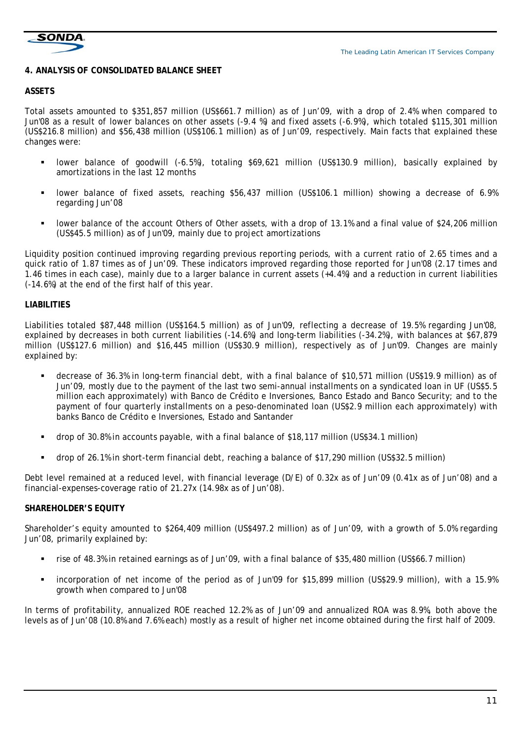## 4. ANALYSIS OF CONSOLIDATED BALANCE SHEET

### ASSETS

Total assets amounted to $351,857 million (US$661.7 million) as of Jun'09, with a drop of 2.4% when compared to Jun'08 as a result of lower balances on other assets (-9.4 %) and fixed assets (-6.9%), which totaled $115,301 million (US$216.8 million) and $56,438 million (US$106.1 million) as of Jun'09, respectively. Main facts that explained these changes were:

- lower balance of goodwill (-6.5%), totaling $69,621 million (US$130.9 million), basically explained by amortizations in the last 12 months
- lower balance of fixed assets, reaching $56,437 million (US$106.1 million) showing a decrease of 6.9% regarding Jun'08
- lower balance of the account Others of Other assets, with a drop of 13.1% and a final value of $24,206 million (US$45.5 million) as of Jun'09, mainly due to project amortizations

Liquidity position continued improving regarding previous reporting periods, with a current ratio of 2.65 times and a quick ratio of 1.87 times as of Jun'09. These indicators improved regarding those reported for Jun'08 (2.17 times and 1.46 times in each case), mainly due to a larger balance in current assets (+4.4%) and a reduction in current liabilities (-14.6%) at the end of the first half of this year.

### LIABILITIES

Liabilities totaled $87,448 million (US$164.5 million) as of Jun'09, reflecting a decrease of 19.5% regarding Jun'08, explained by decreases in both current liabilities (-14.6%) and long-term liabilities (-34.2%), with balances at $67,879 million (US$127.6 million) and $16,445 million (US$30.9 million), respectively as of Jun'09. Changes are mainly explained by:

- decrease of 36.3% in long-term financial debt, with a final balance of $10,571 million (US$19.9 million) as of Jun'09, mostly due to the payment of the last two semi-annual installments on a syndicated loan in UF (US$5.5 million each approximately) with Banco de Crédito e Inversiones, Banco Estado and Banco Security; and to the payment of four quarterly installments on a peso-denominated loan (US$2.9 million each approximately) with banks Banco de Crédito e Inversiones, Estado and Santander
- drop of 30.8% in accounts payable, with a final balance of $18,117 million (US$34.1 million)
- drop of 26.1% in short-term financial debt, reaching a balance of $17,290 million (US$32.5 million)

Debt level remained at a reduced level, with financial leverage (D/E) of 0.32x as of Jun'09 (0.41x as of Jun'08) and a financial-expenses-coverage ratio of 21.27x (14.98x as of Jun'08).

### SHAREHOLDER'S EQUITY

Shareholder's equity amounted to $264,409 million (US$497.2 million) as of Jun'09, with a growth of 5.0% regarding Jun'08, primarily explained by:

- rise of 48.3% in retained earnings as of Jun'09, with a final balance of $35,480 million (US$66.7 million)
- incorporation of net income of the period as of Jun'09 for $15,899 million (US$29.9 million), with a 15.9% growth when compared to Jun'08

In terms of profitability, annualized ROE reached 12.2% as of Jun'09 and annualized ROA was 8.9%, both above the levels as of Jun'08 (10.8% and 7.6% each) mostly as a result of higher net income obtained during the first half of 2009.